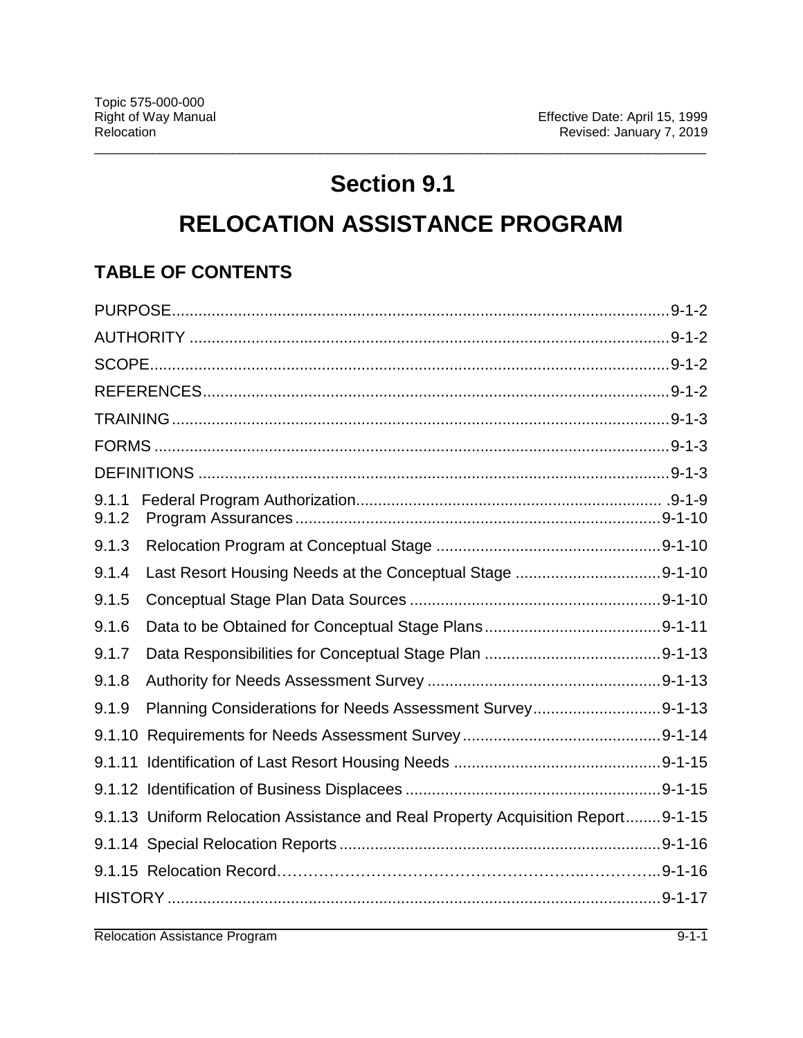# Section 9.1

# RELOCATION ASSISTANCE PROGRAM

## TABLE OF CONTENTS

| | |
|---|---|
| PURPOSE | 9-1-2 |
| AUTHORITY | 9-1-2 |
| SCOPE | 9-1-2 |
| REFERENCES | 9-1-2 |
| TRAINING | 9-1-3 |
| FORMS | 9-1-3 |
| DEFINITIONS | 9-1-3 |
| 9.1.1 Federal Program Authorization | 9-1-9 |
| 9.1.2 Program Assurances | 9-1-10 |
| 9.1.3 Relocation Program at Conceptual Stage | 9-1-10 |
| 9.1.4 Last Resort Housing Needs at the Conceptual Stage | 9-1-10 |
| 9.1.5 Conceptual Stage Plan Data Sources | 9-1-10 |
| 9.1.6 Data to be Obtained for Conceptual Stage Plans | 9-1-11 |
| 9.1.7 Data Responsibilities for Conceptual Stage Plan | 9-1-13 |
| 9.1.8 Authority for Needs Assessment Survey | 9-1-13 |
| 9.1.9 Planning Considerations for Needs Assessment Survey | 9-1-13 |
| 9.1.10 Requirements for Needs Assessment Survey | 9-1-14 |
| 9.1.11 Identification of Last Resort Housing Needs | 9-1-15 |
| 9.1.12 Identification of Business Displacees | 9-1-15 |
| 9.1.13 Uniform Relocation Assistance and Real Property Acquisition Report | 9-1-15 |
| 9.1.14 Special Relocation Reports | 9-1-16 |
| 9.1.15 Relocation Record | 9-1-16 |
| HISTORY | 9-1-17 |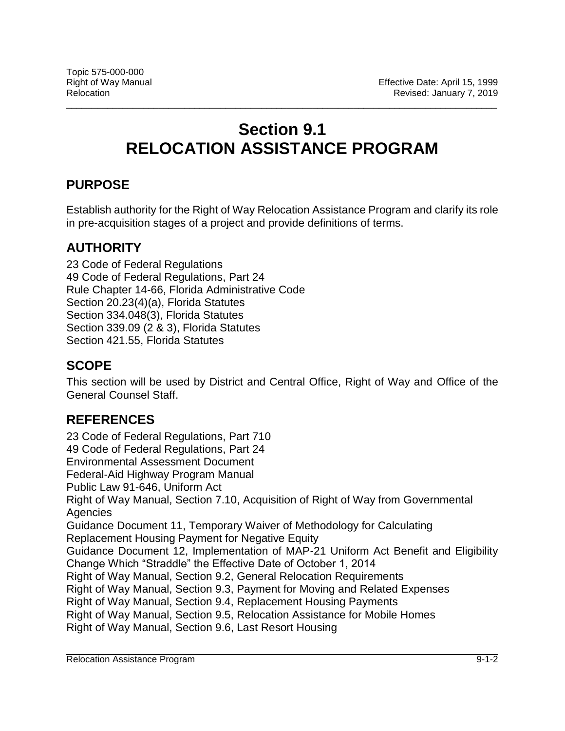# Section 9.1
# RELOCATION ASSISTANCE PROGRAM

## PURPOSE

Establish authority for the Right of Way Relocation Assistance Program and clarify its role in pre-acquisition stages of a project and provide definitions of terms.

## AUTHORITY

23 Code of Federal Regulations
49 Code of Federal Regulations, Part 24
Rule Chapter 14-66, Florida Administrative Code
Section 20.23(4)(a), Florida Statutes
Section 334.048(3), Florida Statutes
Section 339.09 (2 & 3), Florida Statutes
Section 421.55, Florida Statutes

## SCOPE

This section will be used by District and Central Office, Right of Way and Office of the General Counsel Staff.

## REFERENCES

23 Code of Federal Regulations, Part 710
49 Code of Federal Regulations, Part 24
Environmental Assessment Document
Federal-Aid Highway Program Manual
Public Law 91-646, Uniform Act
Right of Way Manual, Section 7.10, Acquisition of Right of Way from Governmental Agencies
Guidance Document 11, Temporary Waiver of Methodology for Calculating Replacement Housing Payment for Negative Equity
Guidance Document 12, Implementation of MAP-21 Uniform Act Benefit and Eligibility Change Which "Straddle" the Effective Date of October 1, 2014
Right of Way Manual, Section 9.2, General Relocation Requirements
Right of Way Manual, Section 9.3, Payment for Moving and Related Expenses
Right of Way Manual, Section 9.4, Replacement Housing Payments
Right of Way Manual, Section 9.5, Relocation Assistance for Mobile Homes
Right of Way Manual, Section 9.6, Last Resort Housing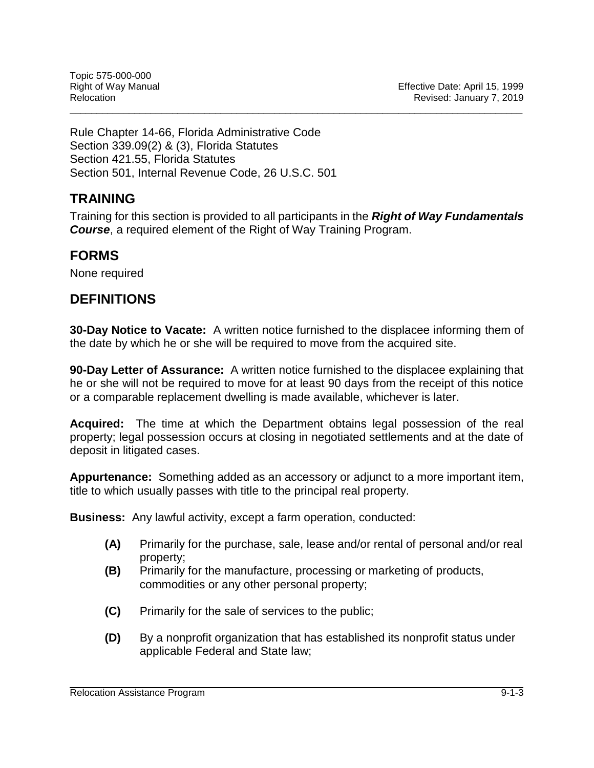Rule Chapter 14-66, Florida Administrative Code
Section 339.09(2) & (3), Florida Statutes
Section 421.55, Florida Statutes
Section 501, Internal Revenue Code, 26 U.S.C. 501

## TRAINING

Training for this section is provided to all participants in the ***Right of Way Fundamentals Course***, a required element of the Right of Way Training Program.

## FORMS

None required

## DEFINITIONS

**30-Day Notice to Vacate:** A written notice furnished to the displacee informing them of the date by which he or she will be required to move from the acquired site.

**90-Day Letter of Assurance:** A written notice furnished to the displacee explaining that he or she will not be required to move for at least 90 days from the receipt of this notice or a comparable replacement dwelling is made available, whichever is later.

**Acquired:** The time at which the Department obtains legal possession of the real property; legal possession occurs at closing in negotiated settlements and at the date of deposit in litigated cases.

**Appurtenance:** Something added as an accessory or adjunct to a more important item, title to which usually passes with title to the principal real property.

**Business:** Any lawful activity, except a farm operation, conducted:

- **(A)** Primarily for the purchase, sale, lease and/or rental of personal and/or real property;
- **(B)** Primarily for the manufacture, processing or marketing of products, commodities or any other personal property;
- **(C)** Primarily for the sale of services to the public;
- **(D)** By a nonprofit organization that has established its nonprofit status under applicable Federal and State law;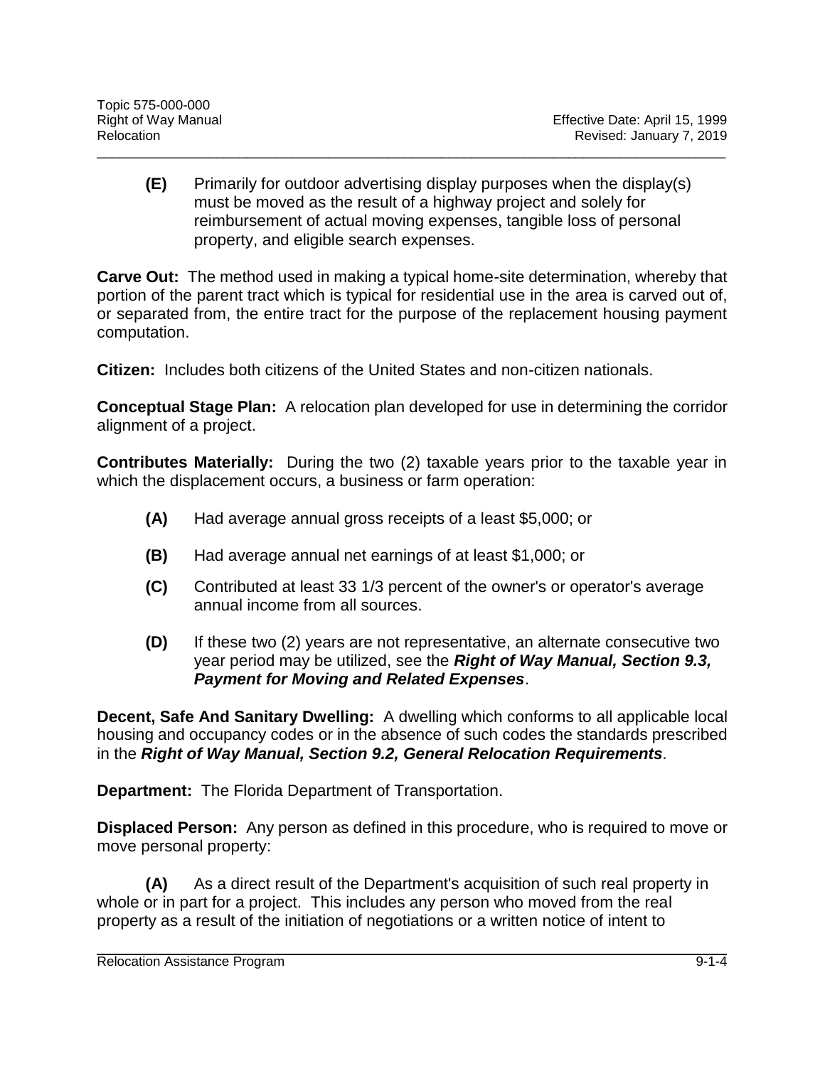**(E)** Primarily for outdoor advertising display purposes when the display(s) must be moved as the result of a highway project and solely for reimbursement of actual moving expenses, tangible loss of personal property, and eligible search expenses.

**Carve Out:** The method used in making a typical home-site determination, whereby that portion of the parent tract which is typical for residential use in the area is carved out of, or separated from, the entire tract for the purpose of the replacement housing payment computation.

**Citizen:** Includes both citizens of the United States and non-citizen nationals.

**Conceptual Stage Plan:** A relocation plan developed for use in determining the corridor alignment of a project.

**Contributes Materially:** During the two (2) taxable years prior to the taxable year in which the displacement occurs, a business or farm operation:

**(A)** Had average annual gross receipts of a least $5,000; or

**(B)** Had average annual net earnings of at least $1,000; or

**(C)** Contributed at least 33 1/3 percent of the owner's or operator's average annual income from all sources.

**(D)** If these two (2) years are not representative, an alternate consecutive two year period may be utilized, see the ***Right of Way Manual, Section 9.3, Payment for Moving and Related Expenses***.

**Decent, Safe And Sanitary Dwelling:** A dwelling which conforms to all applicable local housing and occupancy codes or in the absence of such codes the standards prescribed in the ***Right of Way Manual, Section 9.2, General Relocation Requirements***.

**Department:** The Florida Department of Transportation.

**Displaced Person:** Any person as defined in this procedure, who is required to move or move personal property:

**(A)** As a direct result of the Department's acquisition of such real property in whole or in part for a project. This includes any person who moved from the real property as a result of the initiation of negotiations or a written notice of intent to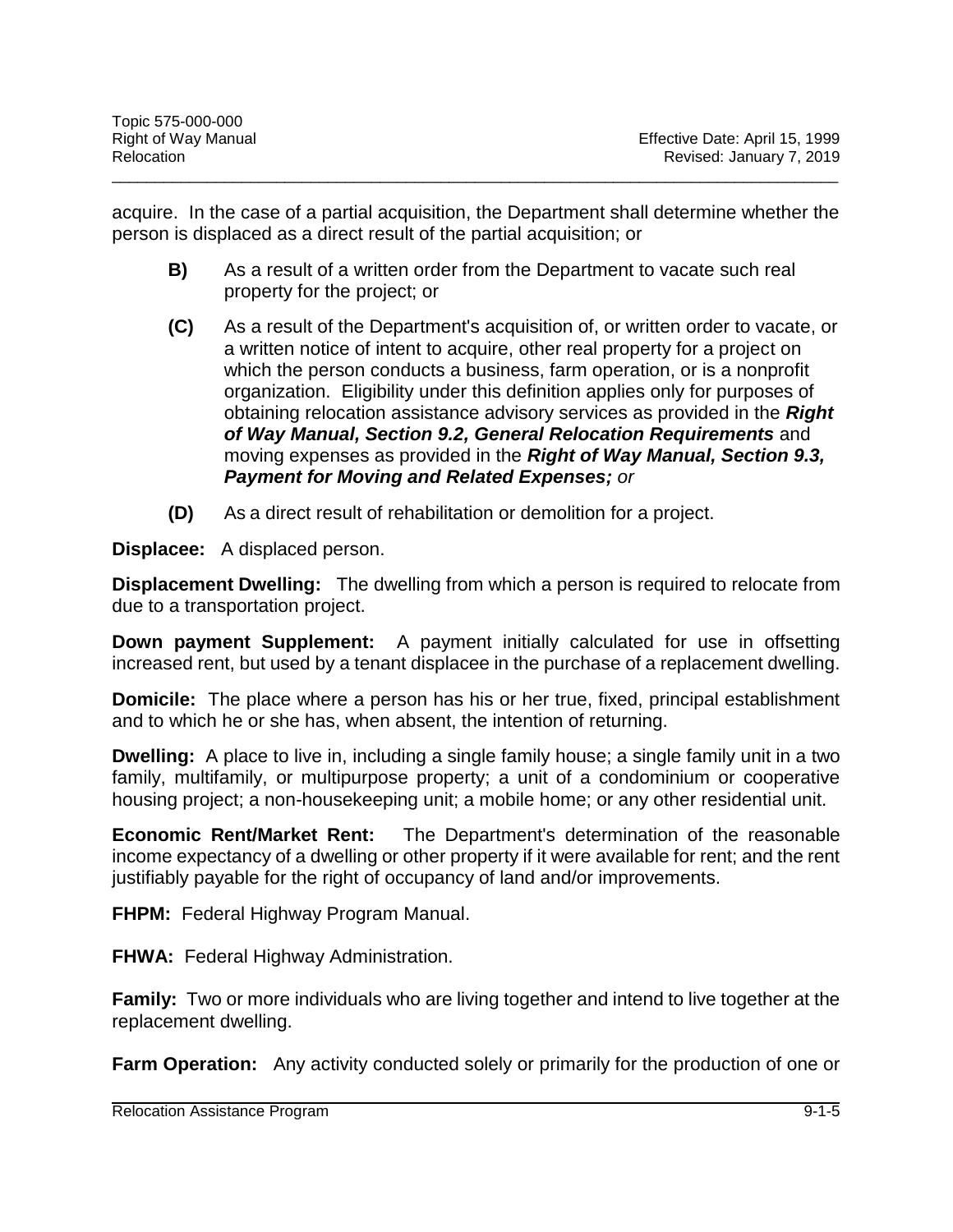acquire. In the case of a partial acquisition, the Department shall determine whether the person is displaced as a direct result of the partial acquisition; or

- **B)** As a result of a written order from the Department to vacate such real property for the project; or

- **(C)** As a result of the Department's acquisition of, or written order to vacate, or a written notice of intent to acquire, other real property for a project on which the person conducts a business, farm operation, or is a nonprofit organization. Eligibility under this definition applies only for purposes of obtaining relocation assistance advisory services as provided in the ***Right of Way Manual, Section 9.2, General Relocation Requirements*** and moving expenses as provided in the ***Right of Way Manual, Section 9.3, Payment for Moving and Related Expenses;*** *or*

- **(D)** As a direct result of rehabilitation or demolition for a project.

**Displacee:** A displaced person.

**Displacement Dwelling:** The dwelling from which a person is required to relocate from due to a transportation project.

**Down payment Supplement:** A payment initially calculated for use in offsetting increased rent, but used by a tenant displacee in the purchase of a replacement dwelling.

**Domicile:** The place where a person has his or her true, fixed, principal establishment and to which he or she has, when absent, the intention of returning.

**Dwelling:** A place to live in, including a single family house; a single family unit in a two family, multifamily, or multipurpose property; a unit of a condominium or cooperative housing project; a non-housekeeping unit; a mobile home; or any other residential unit.

**Economic Rent/Market Rent:** The Department's determination of the reasonable income expectancy of a dwelling or other property if it were available for rent; and the rent justifiably payable for the right of occupancy of land and/or improvements.

**FHPM:** Federal Highway Program Manual.

**FHWA:** Federal Highway Administration.

**Family:** Two or more individuals who are living together and intend to live together at the replacement dwelling.

**Farm Operation:** Any activity conducted solely or primarily for the production of one or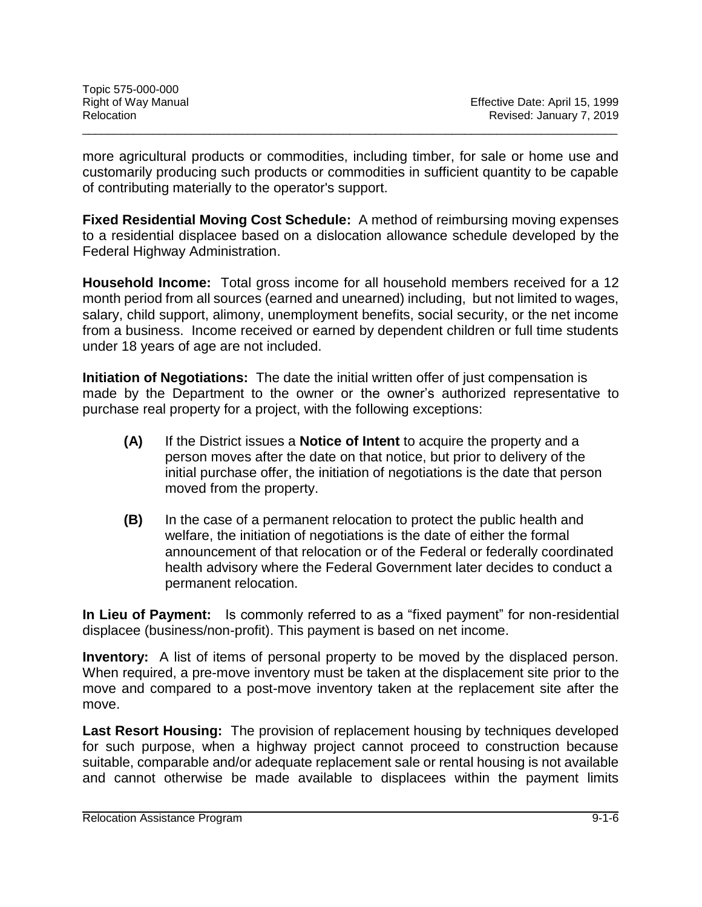more agricultural products or commodities, including timber, for sale or home use and customarily producing such products or commodities in sufficient quantity to be capable of contributing materially to the operator's support.

**Fixed Residential Moving Cost Schedule:** A method of reimbursing moving expenses to a residential displacee based on a dislocation allowance schedule developed by the Federal Highway Administration.

**Household Income:** Total gross income for all household members received for a 12 month period from all sources (earned and unearned) including, but not limited to wages, salary, child support, alimony, unemployment benefits, social security, or the net income from a business. Income received or earned by dependent children or full time students under 18 years of age are not included.

**Initiation of Negotiations:** The date the initial written offer of just compensation is made by the Department to the owner or the owner's authorized representative to purchase real property for a project, with the following exceptions:

**(A)** If the District issues a **Notice of Intent** to acquire the property and a person moves after the date on that notice, but prior to delivery of the initial purchase offer, the initiation of negotiations is the date that person moved from the property.

**(B)** In the case of a permanent relocation to protect the public health and welfare, the initiation of negotiations is the date of either the formal announcement of that relocation or of the Federal or federally coordinated health advisory where the Federal Government later decides to conduct a permanent relocation.

**In Lieu of Payment:** Is commonly referred to as a "fixed payment" for non-residential displacee (business/non-profit). This payment is based on net income.

**Inventory:** A list of items of personal property to be moved by the displaced person. When required, a pre-move inventory must be taken at the displacement site prior to the move and compared to a post-move inventory taken at the replacement site after the move.

**Last Resort Housing:** The provision of replacement housing by techniques developed for such purpose, when a highway project cannot proceed to construction because suitable, comparable and/or adequate replacement sale or rental housing is not available and cannot otherwise be made available to displacees within the payment limits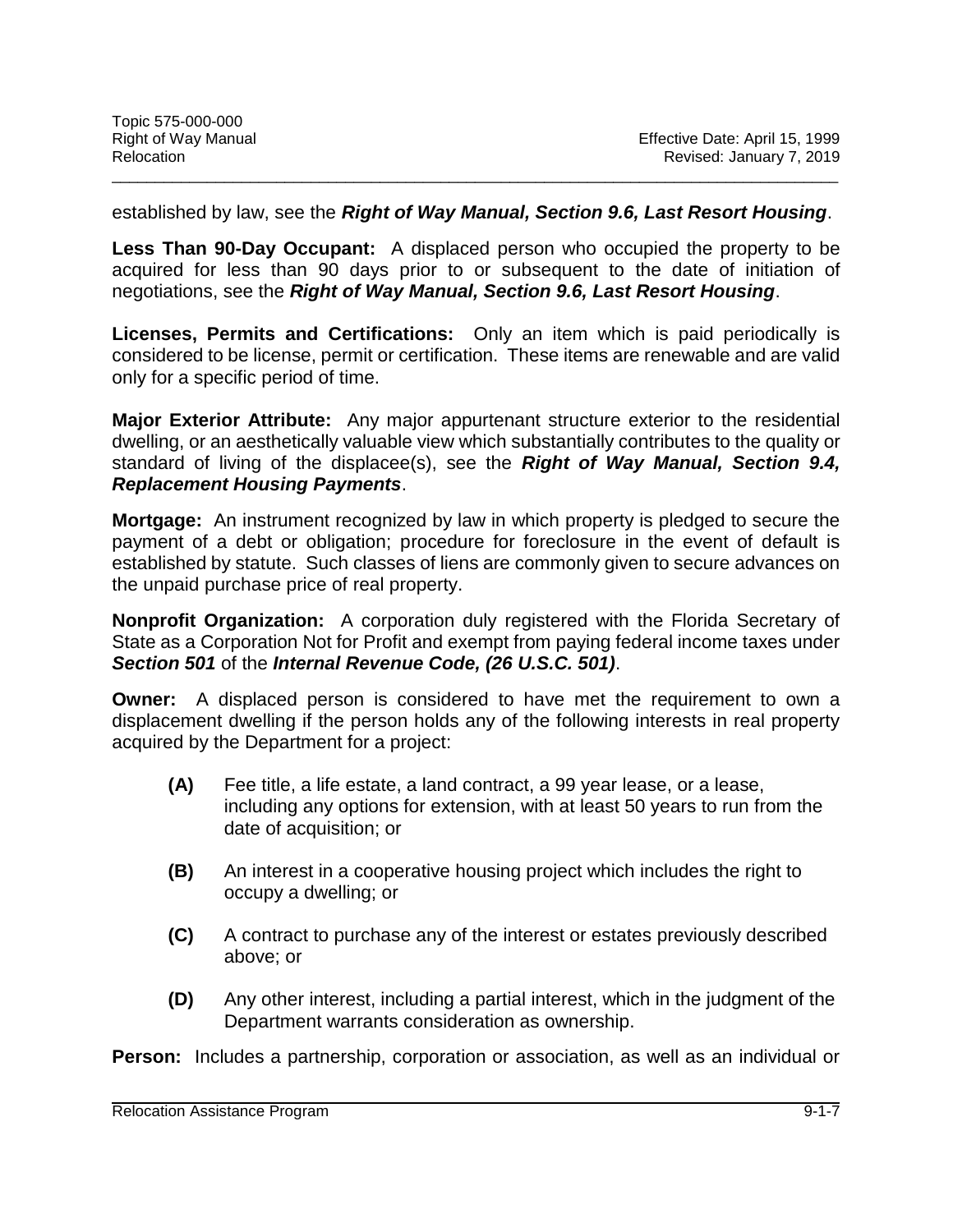established by law, see the ***Right of Way Manual, Section 9.6, Last Resort Housing***.

**Less Than 90-Day Occupant:** A displaced person who occupied the property to be acquired for less than 90 days prior to or subsequent to the date of initiation of negotiations, see the ***Right of Way Manual, Section 9.6, Last Resort Housing***.

**Licenses, Permits and Certifications:** Only an item which is paid periodically is considered to be license, permit or certification. These items are renewable and are valid only for a specific period of time.

**Major Exterior Attribute:** Any major appurtenant structure exterior to the residential dwelling, or an aesthetically valuable view which substantially contributes to the quality or standard of living of the displacee(s), see the ***Right of Way Manual, Section 9.4, Replacement Housing Payments***.

**Mortgage:** An instrument recognized by law in which property is pledged to secure the payment of a debt or obligation; procedure for foreclosure in the event of default is established by statute. Such classes of liens are commonly given to secure advances on the unpaid purchase price of real property.

**Nonprofit Organization:** A corporation duly registered with the Florida Secretary of State as a Corporation Not for Profit and exempt from paying federal income taxes under ***Section 501*** of the ***Internal Revenue Code, (26 U.S.C. 501)***.

**Owner:** A displaced person is considered to have met the requirement to own a displacement dwelling if the person holds any of the following interests in real property acquired by the Department for a project:

- **(A)** Fee title, a life estate, a land contract, a 99 year lease, or a lease, including any options for extension, with at least 50 years to run from the date of acquisition; or

- **(B)** An interest in a cooperative housing project which includes the right to occupy a dwelling; or

- **(C)** A contract to purchase any of the interest or estates previously described above; or

- **(D)** Any other interest, including a partial interest, which in the judgment of the Department warrants consideration as ownership.

**Person:** Includes a partnership, corporation or association, as well as an individual or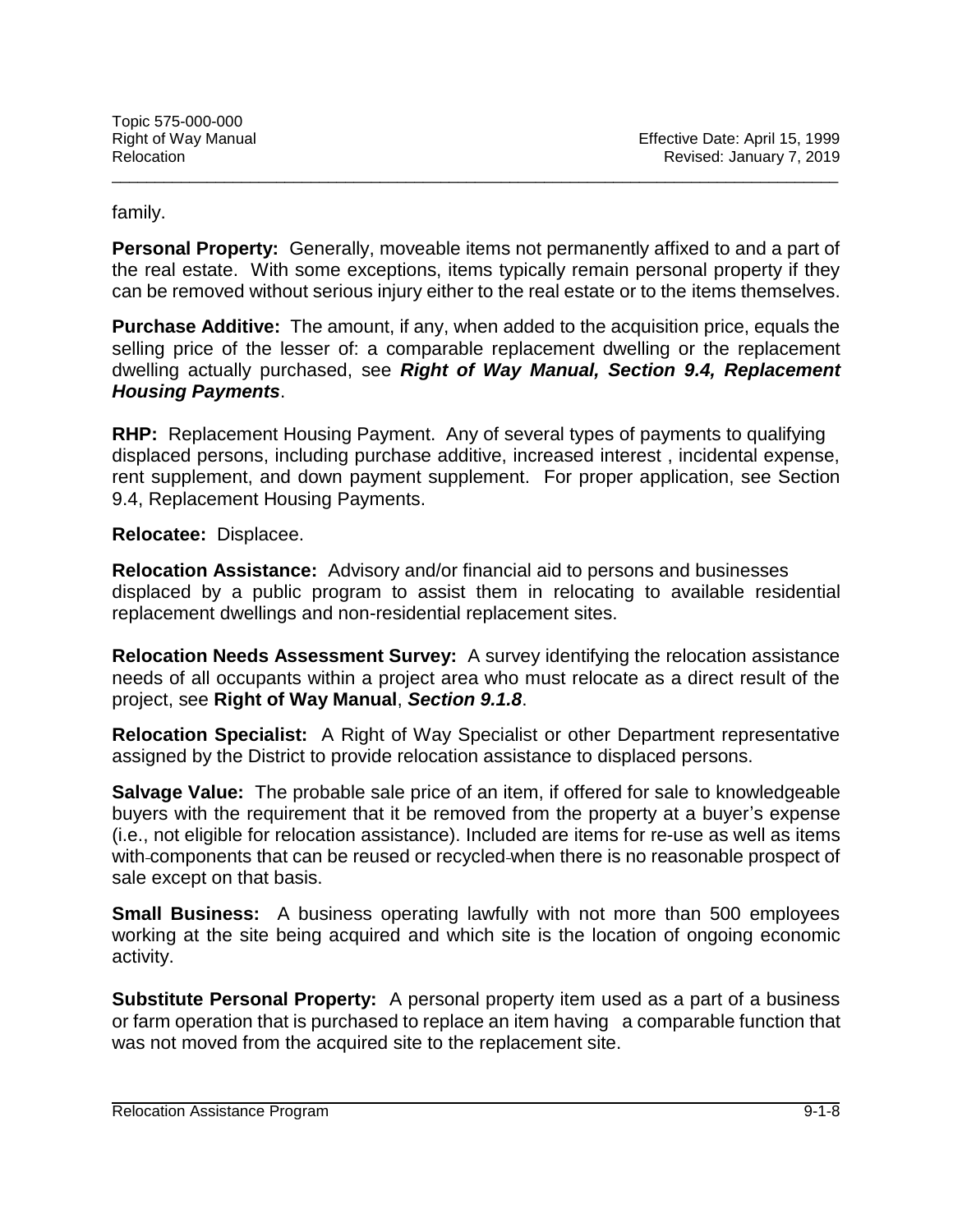family.

**Personal Property:** Generally, moveable items not permanently affixed to and a part of the real estate. With some exceptions, items typically remain personal property if they can be removed without serious injury either to the real estate or to the items themselves.

**Purchase Additive:** The amount, if any, when added to the acquisition price, equals the selling price of the lesser of: a comparable replacement dwelling or the replacement dwelling actually purchased, see ***Right of Way Manual, Section 9.4, Replacement Housing Payments***.

**RHP:** Replacement Housing Payment. Any of several types of payments to qualifying displaced persons, including purchase additive, increased interest , incidental expense, rent supplement, and down payment supplement. For proper application, see Section 9.4, Replacement Housing Payments.

**Relocatee:** Displacee.

**Relocation Assistance:** Advisory and/or financial aid to persons and businesses displaced by a public program to assist them in relocating to available residential replacement dwellings and non-residential replacement sites.

**Relocation Needs Assessment Survey:** A survey identifying the relocation assistance needs of all occupants within a project area who must relocate as a direct result of the project, see **Right of Way Manual**, ***Section 9.1.8***.

**Relocation Specialist:** A Right of Way Specialist or other Department representative assigned by the District to provide relocation assistance to displaced persons.

**Salvage Value:** The probable sale price of an item, if offered for sale to knowledgeable buyers with the requirement that it be removed from the property at a buyer's expense (i.e., not eligible for relocation assistance). Included are items for re-use as well as items with components that can be reused or recycled when there is no reasonable prospect of sale except on that basis.

**Small Business:** A business operating lawfully with not more than 500 employees working at the site being acquired and which site is the location of ongoing economic activity.

**Substitute Personal Property:** A personal property item used as a part of a business or farm operation that is purchased to replace an item having a comparable function that was not moved from the acquired site to the replacement site.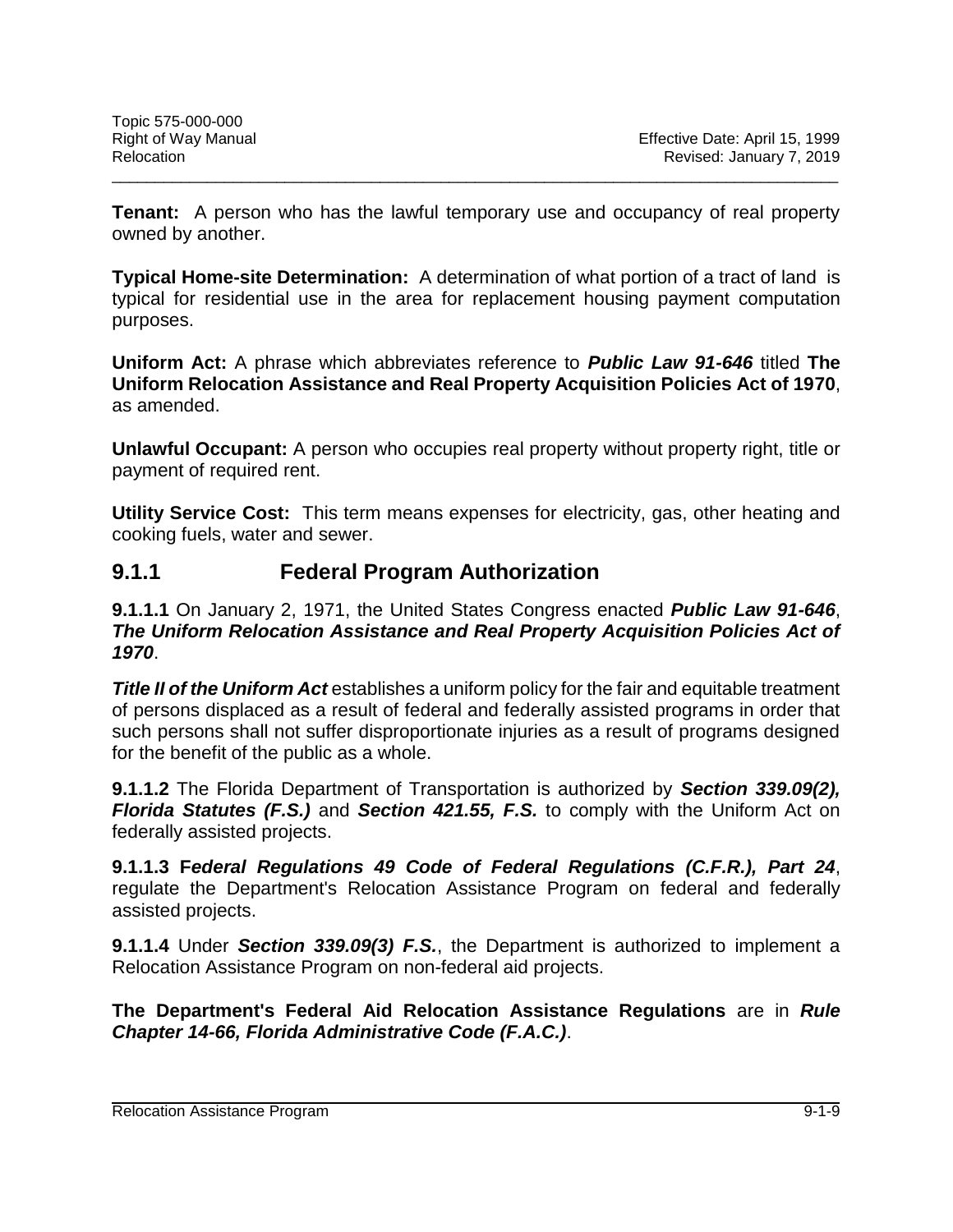**Tenant:** A person who has the lawful temporary use and occupancy of real property owned by another.

**Typical Home-site Determination:** A determination of what portion of a tract of land is typical for residential use in the area for replacement housing payment computation purposes.

**Uniform Act:** A phrase which abbreviates reference to ***Public Law 91-646*** titled **The Uniform Relocation Assistance and Real Property Acquisition Policies Act of 1970**, as amended.

**Unlawful Occupant:** A person who occupies real property without property right, title or payment of required rent.

**Utility Service Cost:** This term means expenses for electricity, gas, other heating and cooking fuels, water and sewer.

## 9.1.1 Federal Program Authorization

**9.1.1.1** On January 2, 1971, the United States Congress enacted ***Public Law 91-646***, ***The Uniform Relocation Assistance and Real Property Acquisition Policies Act of 1970***.

***Title II of the Uniform Act*** establishes a uniform policy for the fair and equitable treatment of persons displaced as a result of federal and federally assisted programs in order that such persons shall not suffer disproportionate injuries as a result of programs designed for the benefit of the public as a whole.

**9.1.1.2** The Florida Department of Transportation is authorized by ***Section 339.09(2), Florida Statutes (F.S.)*** and ***Section 421.55, F.S.*** to comply with the Uniform Act on federally assisted projects.

**9.1.1.3 F*ederal Regulations 49 Code of Federal Regulations (C.F.R.), Part 24***, regulate the Department's Relocation Assistance Program on federal and federally assisted projects.

**9.1.1.4** Under ***Section 339.09(3) F.S.***, the Department is authorized to implement a Relocation Assistance Program on non-federal aid projects.

**The Department's Federal Aid Relocation Assistance Regulations** are in ***Rule Chapter 14-66, Florida Administrative Code (F.A.C.)***.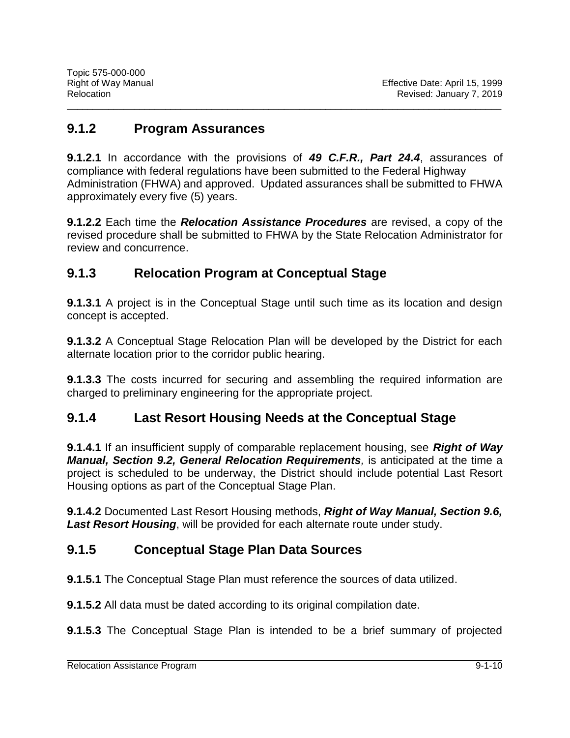## 9.1.2 Program Assurances

**9.1.2.1** In accordance with the provisions of ***49 C.F.R., Part 24.4***, assurances of compliance with federal regulations have been submitted to the Federal Highway Administration (FHWA) and approved. Updated assurances shall be submitted to FHWA approximately every five (5) years.

**9.1.2.2** Each time the ***Relocation Assistance Procedures*** are revised, a copy of the revised procedure shall be submitted to FHWA by the State Relocation Administrator for review and concurrence.

## 9.1.3 Relocation Program at Conceptual Stage

**9.1.3.1** A project is in the Conceptual Stage until such time as its location and design concept is accepted.

**9.1.3.2** A Conceptual Stage Relocation Plan will be developed by the District for each alternate location prior to the corridor public hearing.

**9.1.3.3** The costs incurred for securing and assembling the required information are charged to preliminary engineering for the appropriate project.

## 9.1.4 Last Resort Housing Needs at the Conceptual Stage

**9.1.4.1** If an insufficient supply of comparable replacement housing, see ***Right of Way Manual, Section 9.2, General Relocation Requirements**,* is anticipated at the time a project is scheduled to be underway, the District should include potential Last Resort Housing options as part of the Conceptual Stage Plan.

**9.1.4.2** Documented Last Resort Housing methods, ***Right of Way Manual, Section 9.6, Last Resort Housing***, will be provided for each alternate route under study.

## 9.1.5 Conceptual Stage Plan Data Sources

**9.1.5.1** The Conceptual Stage Plan must reference the sources of data utilized.

**9.1.5.2** All data must be dated according to its original compilation date.

**9.1.5.3** The Conceptual Stage Plan is intended to be a brief summary of projected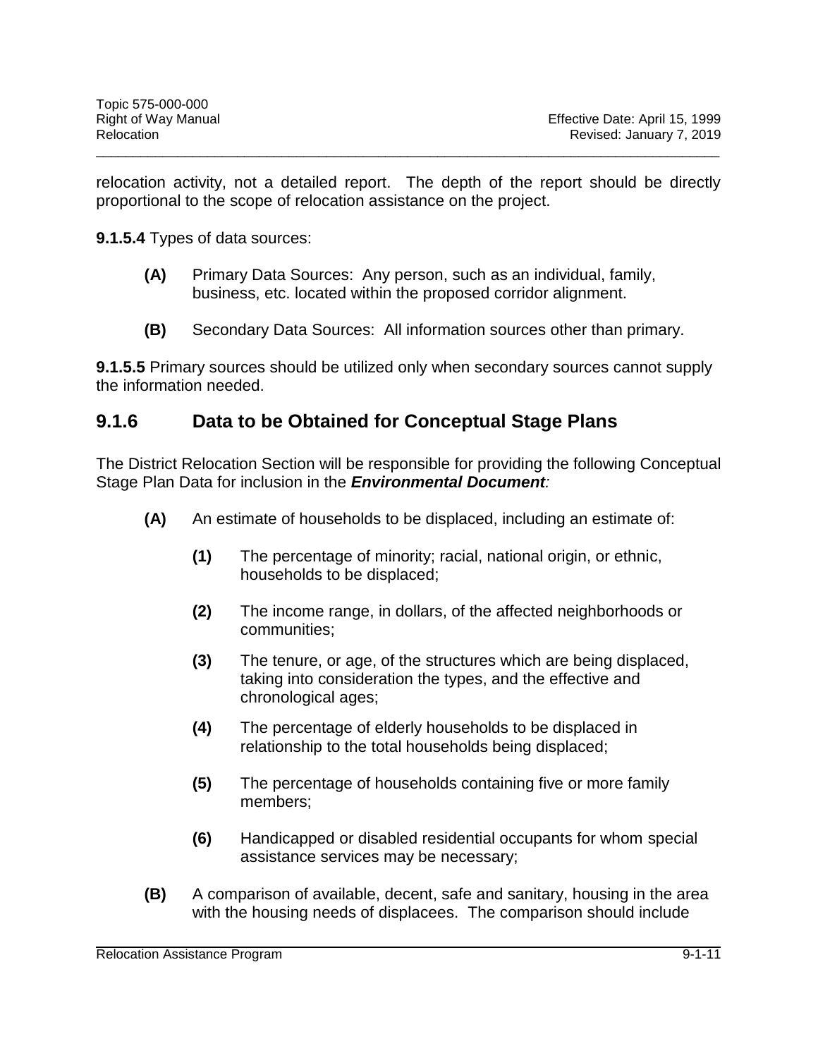relocation activity, not a detailed report. The depth of the report should be directly proportional to the scope of relocation assistance on the project.

**9.1.5.4** Types of data sources:

**(A)** Primary Data Sources: Any person, such as an individual, family, business, etc. located within the proposed corridor alignment.

**(B)** Secondary Data Sources: All information sources other than primary.

**9.1.5.5** Primary sources should be utilized only when secondary sources cannot supply the information needed.

## 9.1.6 Data to be Obtained for Conceptual Stage Plans

The District Relocation Section will be responsible for providing the following Conceptual Stage Plan Data for inclusion in the ***Environmental Document****:*

**(A)** An estimate of households to be displaced, including an estimate of:

> **(1)** The percentage of minority; racial, national origin, or ethnic, households to be displaced;
>
> **(2)** The income range, in dollars, of the affected neighborhoods or communities;
>
> **(3)** The tenure, or age, of the structures which are being displaced, taking into consideration the types, and the effective and chronological ages;
>
> **(4)** The percentage of elderly households to be displaced in relationship to the total households being displaced;
>
> **(5)** The percentage of households containing five or more family members;
>
> **(6)** Handicapped or disabled residential occupants for whom special assistance services may be necessary;

**(B)** A comparison of available, decent, safe and sanitary, housing in the area with the housing needs of displacees. The comparison should include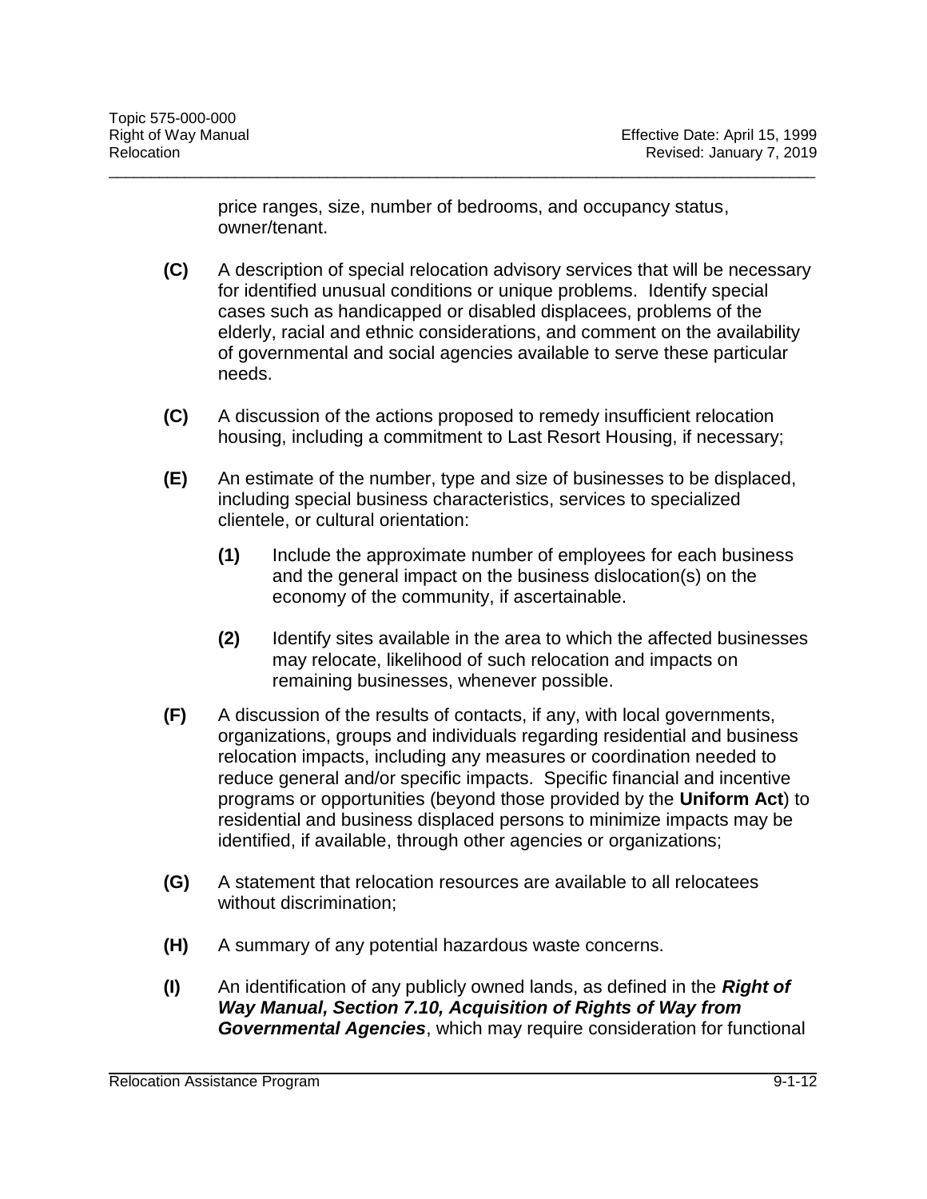price ranges, size, number of bedrooms, and occupancy status, owner/tenant.

**(C)** A description of special relocation advisory services that will be necessary for identified unusual conditions or unique problems. Identify special cases such as handicapped or disabled displacees, problems of the elderly, racial and ethnic considerations, and comment on the availability of governmental and social agencies available to serve these particular needs.

**(C)** A discussion of the actions proposed to remedy insufficient relocation housing, including a commitment to Last Resort Housing, if necessary;

**(E)** An estimate of the number, type and size of businesses to be displaced, including special business characteristics, services to specialized clientele, or cultural orientation:

  **(1)** Include the approximate number of employees for each business and the general impact on the business dislocation(s) on the economy of the community, if ascertainable.

  **(2)** Identify sites available in the area to which the affected businesses may relocate, likelihood of such relocation and impacts on remaining businesses, whenever possible.

**(F)** A discussion of the results of contacts, if any, with local governments, organizations, groups and individuals regarding residential and business relocation impacts, including any measures or coordination needed to reduce general and/or specific impacts. Specific financial and incentive programs or opportunities (beyond those provided by the **Uniform Act**) to residential and business displaced persons to minimize impacts may be identified, if available, through other agencies or organizations;

**(G)** A statement that relocation resources are available to all relocatees without discrimination;

**(H)** A summary of any potential hazardous waste concerns.

**(I)** An identification of any publicly owned lands, as defined in the ***Right of Way Manual, Section 7.10, Acquisition of Rights of Way from Governmental Agencies***, which may require consideration for functional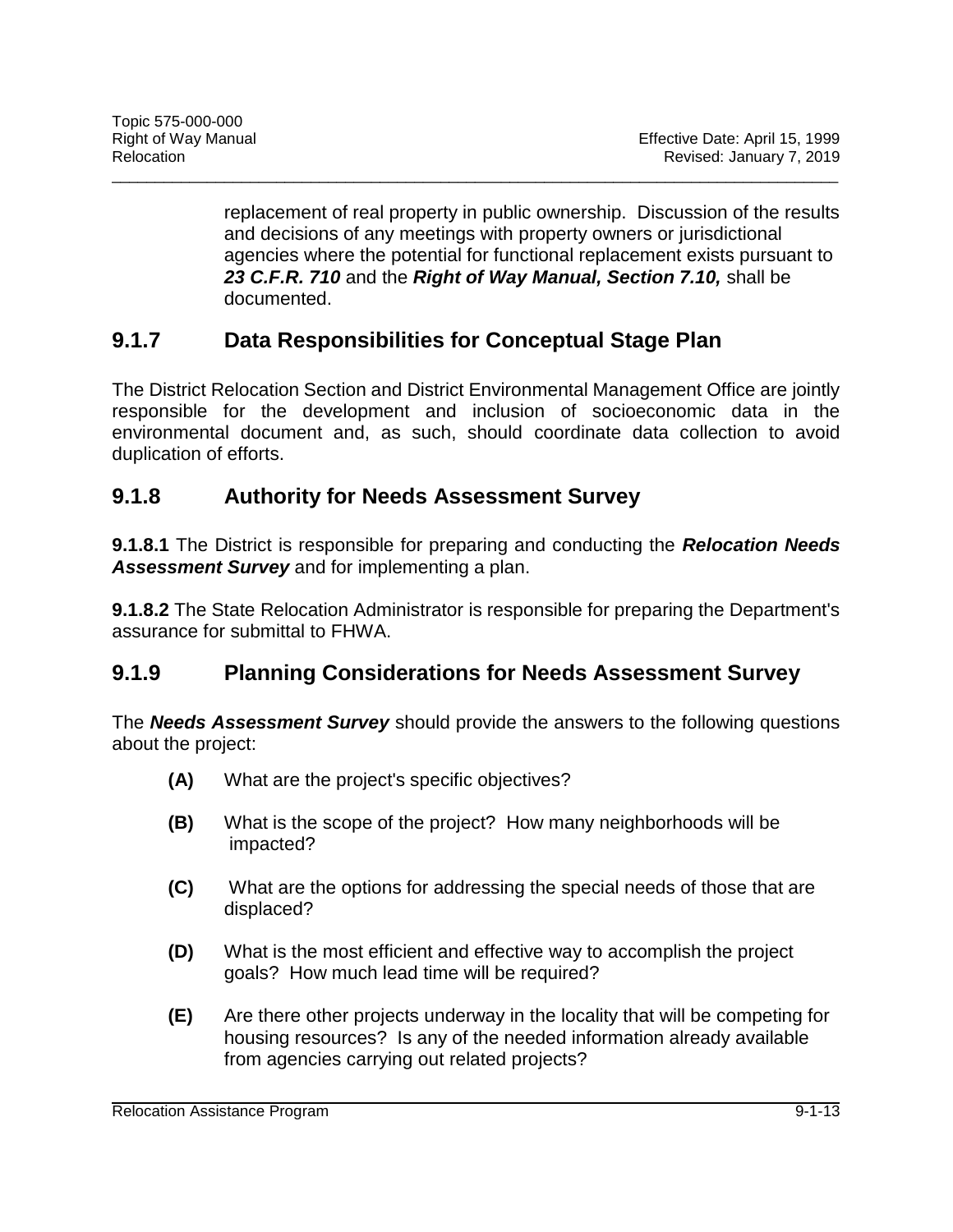replacement of real property in public ownership. Discussion of the results and decisions of any meetings with property owners or jurisdictional agencies where the potential for functional replacement exists pursuant to ***23 C.F.R. 710*** and the ***Right of Way Manual, Section 7.10,*** shall be documented.

## 9.1.7 Data Responsibilities for Conceptual Stage Plan

The District Relocation Section and District Environmental Management Office are jointly responsible for the development and inclusion of socioeconomic data in the environmental document and, as such, should coordinate data collection to avoid duplication of efforts.

## 9.1.8 Authority for Needs Assessment Survey

**9.1.8.1** The District is responsible for preparing and conducting the ***Relocation Needs Assessment Survey*** and for implementing a plan.

**9.1.8.2** The State Relocation Administrator is responsible for preparing the Department's assurance for submittal to FHWA.

## 9.1.9 Planning Considerations for Needs Assessment Survey

The ***Needs Assessment Survey*** should provide the answers to the following questions about the project:

**(A)** What are the project's specific objectives?

**(B)** What is the scope of the project? How many neighborhoods will be impacted?

**(C)** What are the options for addressing the special needs of those that are displaced?

**(D)** What is the most efficient and effective way to accomplish the project goals? How much lead time will be required?

**(E)** Are there other projects underway in the locality that will be competing for housing resources? Is any of the needed information already available from agencies carrying out related projects?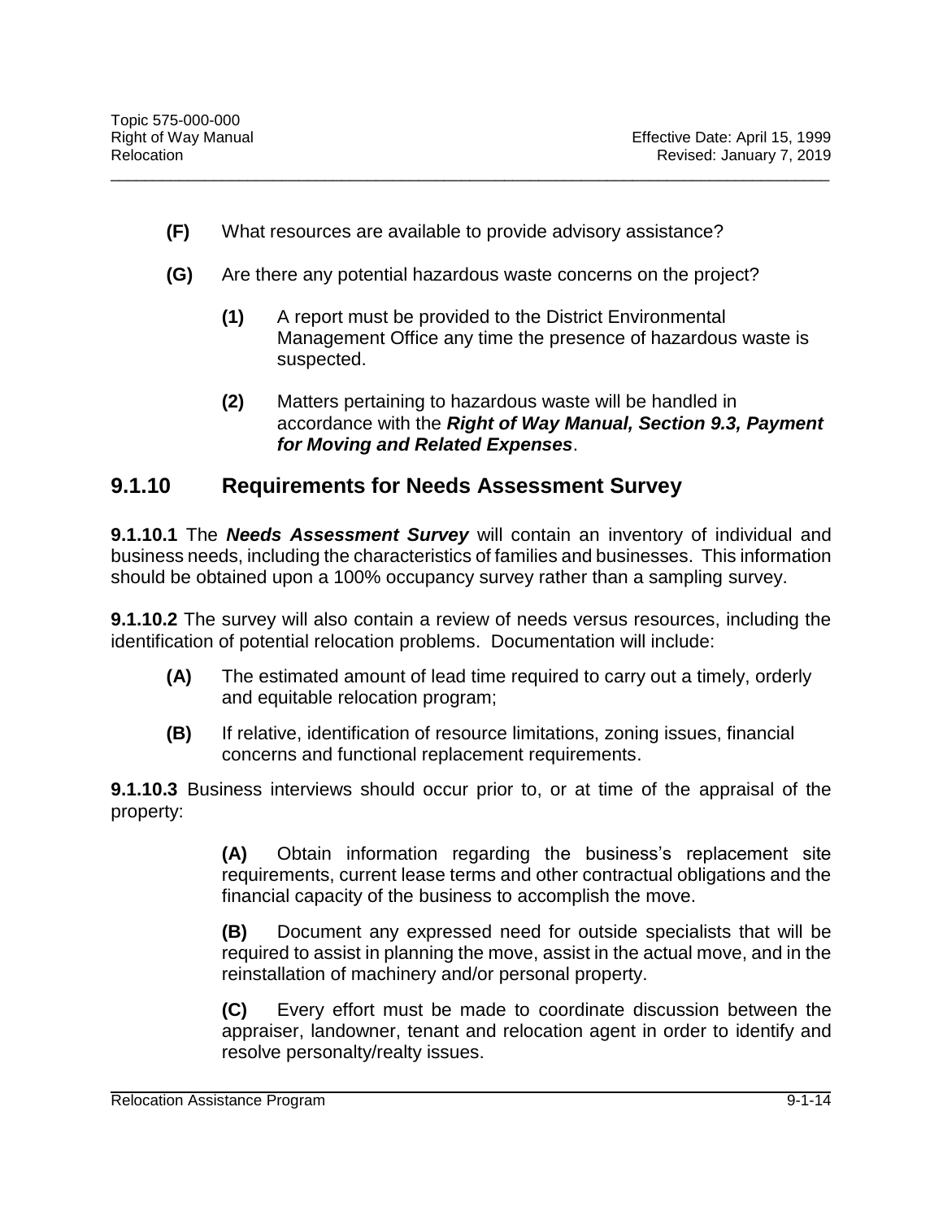**(F)** What resources are available to provide advisory assistance?

**(G)** Are there any potential hazardous waste concerns on the project?

> **(1)** A report must be provided to the District Environmental Management Office any time the presence of hazardous waste is suspected.
>
> **(2)** Matters pertaining to hazardous waste will be handled in accordance with the ***Right of Way Manual, Section 9.3, Payment for Moving and Related Expenses***.

## 9.1.10 Requirements for Needs Assessment Survey

**9.1.10.1** The ***Needs Assessment Survey*** will contain an inventory of individual and business needs, including the characteristics of families and businesses. This information should be obtained upon a 100% occupancy survey rather than a sampling survey.

**9.1.10.2** The survey will also contain a review of needs versus resources, including the identification of potential relocation problems. Documentation will include:

**(A)** The estimated amount of lead time required to carry out a timely, orderly and equitable relocation program;

**(B)** If relative, identification of resource limitations, zoning issues, financial concerns and functional replacement requirements.

**9.1.10.3** Business interviews should occur prior to, or at time of the appraisal of the property:

**(A)** Obtain information regarding the business's replacement site requirements, current lease terms and other contractual obligations and the financial capacity of the business to accomplish the move.

**(B)** Document any expressed need for outside specialists that will be required to assist in planning the move, assist in the actual move, and in the reinstallation of machinery and/or personal property.

**(C)** Every effort must be made to coordinate discussion between the appraiser, landowner, tenant and relocation agent in order to identify and resolve personalty/realty issues.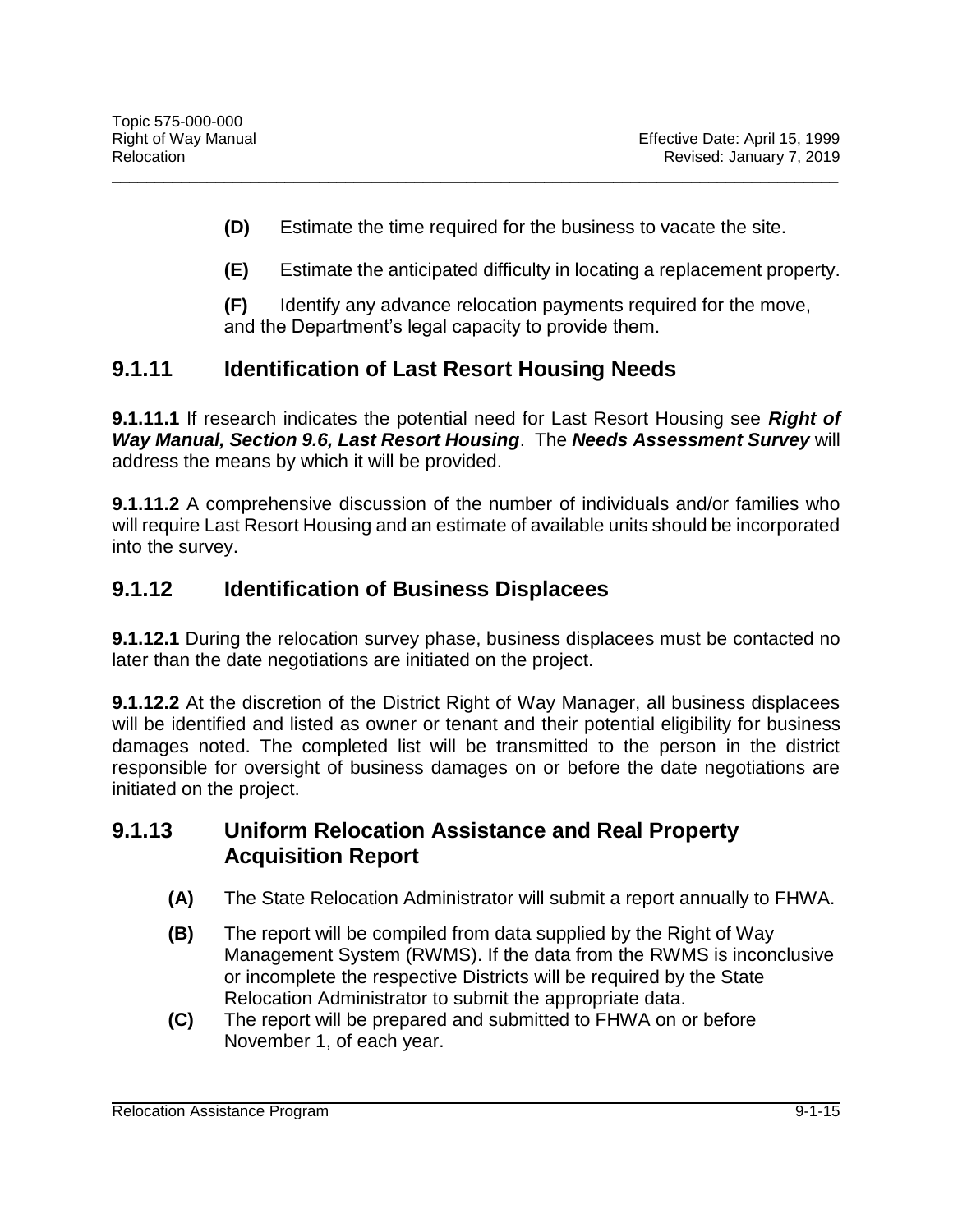**(D)** Estimate the time required for the business to vacate the site.

**(E)** Estimate the anticipated difficulty in locating a replacement property.

**(F)** Identify any advance relocation payments required for the move, and the Department's legal capacity to provide them.

## 9.1.11 Identification of Last Resort Housing Needs

**9.1.11.1** If research indicates the potential need for Last Resort Housing see ***Right of Way Manual, Section 9.6, Last Resort Housing***. The ***Needs Assessment Survey*** will address the means by which it will be provided.

**9.1.11.2** A comprehensive discussion of the number of individuals and/or families who will require Last Resort Housing and an estimate of available units should be incorporated into the survey.

## 9.1.12 Identification of Business Displacees

**9.1.12.1** During the relocation survey phase, business displacees must be contacted no later than the date negotiations are initiated on the project.

**9.1.12.2** At the discretion of the District Right of Way Manager, all business displacees will be identified and listed as owner or tenant and their potential eligibility for business damages noted. The completed list will be transmitted to the person in the district responsible for oversight of business damages on or before the date negotiations are initiated on the project.

## 9.1.13 Uniform Relocation Assistance and Real Property Acquisition Report

**(A)** The State Relocation Administrator will submit a report annually to FHWA.

**(B)** The report will be compiled from data supplied by the Right of Way Management System (RWMS). If the data from the RWMS is inconclusive or incomplete the respective Districts will be required by the State Relocation Administrator to submit the appropriate data.

**(C)** The report will be prepared and submitted to FHWA on or before November 1, of each year.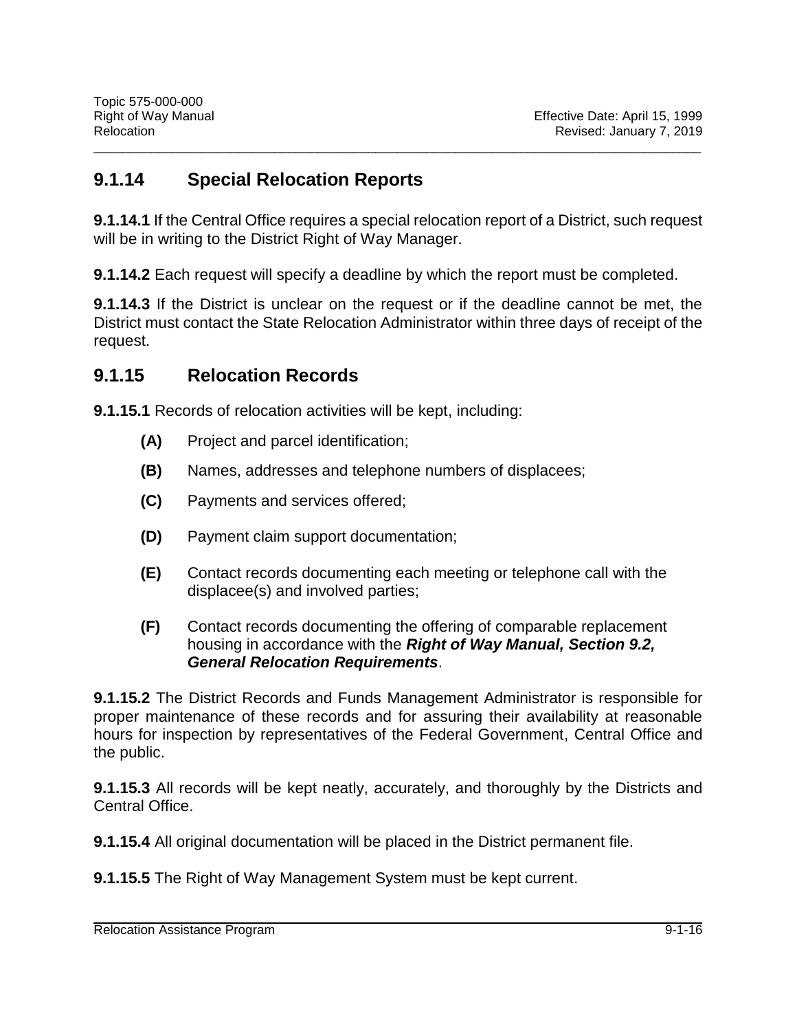## 9.1.14 Special Relocation Reports

**9.1.14.1** If the Central Office requires a special relocation report of a District, such request will be in writing to the District Right of Way Manager.

**9.1.14.2** Each request will specify a deadline by which the report must be completed.

**9.1.14.3** If the District is unclear on the request or if the deadline cannot be met, the District must contact the State Relocation Administrator within three days of receipt of the request.

## 9.1.15 Relocation Records

**9.1.15.1** Records of relocation activities will be kept, including:

- **(A)** Project and parcel identification;
- **(B)** Names, addresses and telephone numbers of displacees;
- **(C)** Payments and services offered;
- **(D)** Payment claim support documentation;
- **(E)** Contact records documenting each meeting or telephone call with the displacee(s) and involved parties;
- **(F)** Contact records documenting the offering of comparable replacement housing in accordance with the ***Right of Way Manual, Section 9.2, General Relocation Requirements***.

**9.1.15.2** The District Records and Funds Management Administrator is responsible for proper maintenance of these records and for assuring their availability at reasonable hours for inspection by representatives of the Federal Government, Central Office and the public.

**9.1.15.3** All records will be kept neatly, accurately, and thoroughly by the Districts and Central Office.

**9.1.15.4** All original documentation will be placed in the District permanent file.

**9.1.15.5** The Right of Way Management System must be kept current.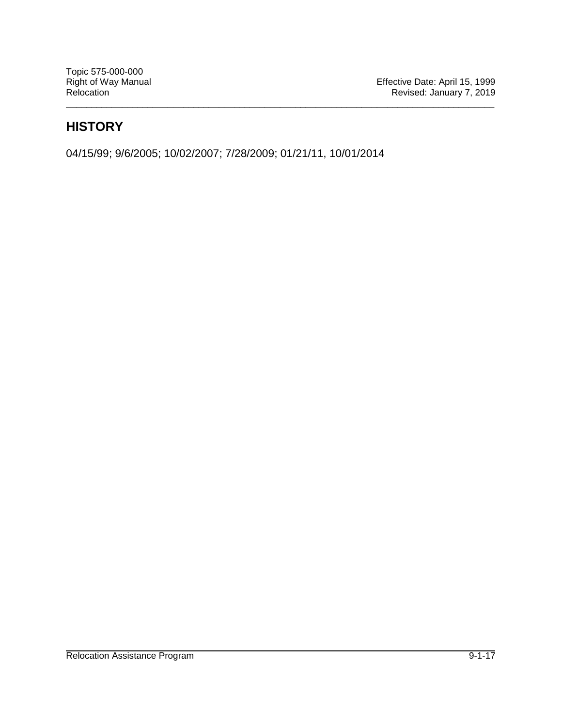## HISTORY

04/15/99; 9/6/2005; 10/02/2007; 7/28/2009; 01/21/11, 10/01/2014